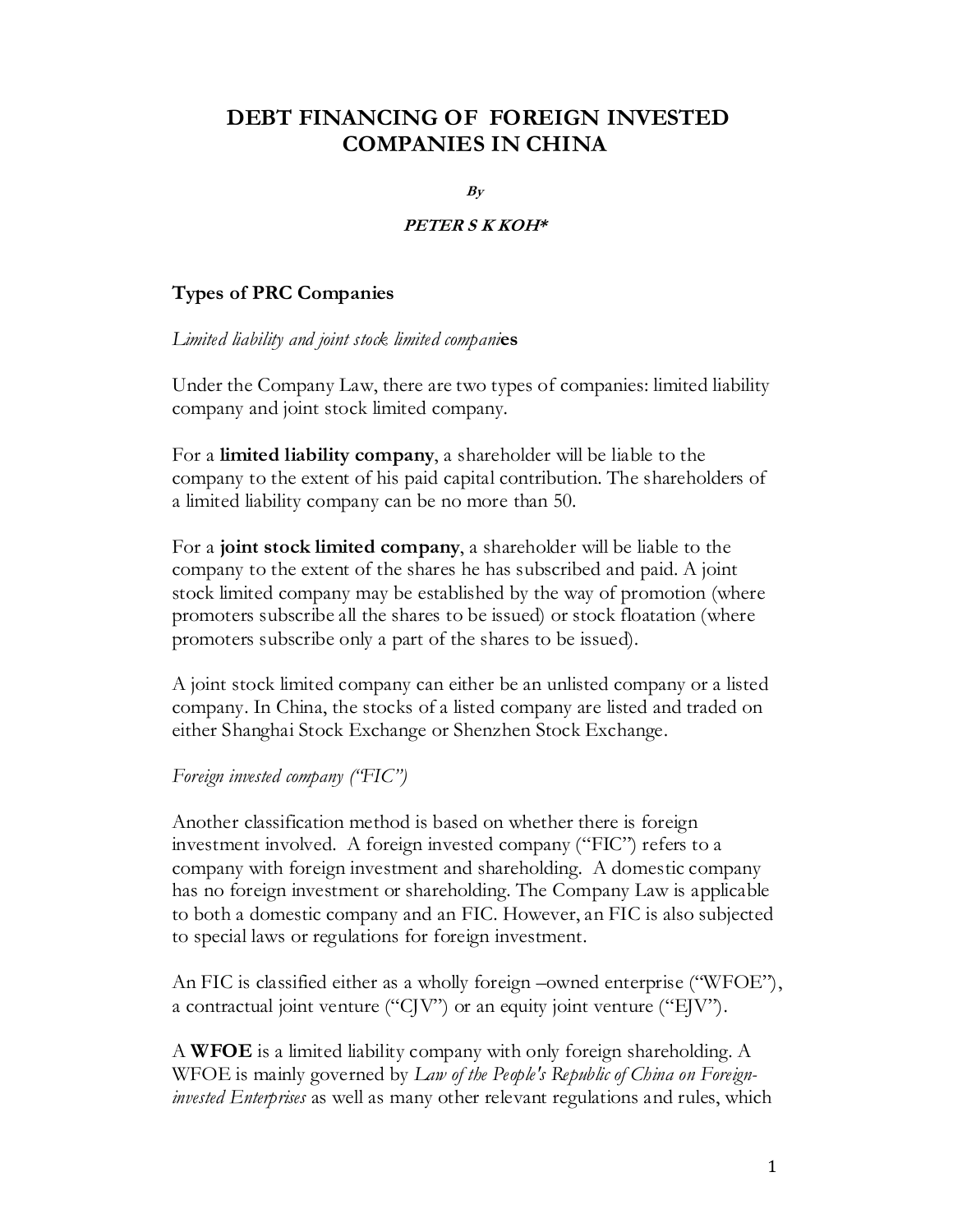# DEBT FINANCING OF FOREIGN INVESTED COMPANIES IN CHINA

***By***

***PETER S K KOH****

## Types of PRC Companies

*Limited liability and joint stock limited compani*es

Under the Company Law, there are two types of companies: limited liability company and joint stock limited company.

For a **limited liability company**, a shareholder will be liable to the company to the extent of his paid capital contribution. The shareholders of a limited liability company can be no more than 50.

For a **joint stock limited company**, a shareholder will be liable to the company to the extent of the shares he has subscribed and paid. A joint stock limited company may be established by the way of promotion (where promoters subscribe all the shares to be issued) or stock floatation (where promoters subscribe only a part of the shares to be issued).

A joint stock limited company can either be an unlisted company or a listed company. In China, the stocks of a listed company are listed and traded on either Shanghai Stock Exchange or Shenzhen Stock Exchange.

*Foreign invested company ("FIC")*

Another classification method is based on whether there is foreign investment involved. A foreign invested company ("FIC") refers to a company with foreign investment and shareholding. A domestic company has no foreign investment or shareholding. The Company Law is applicable to both a domestic company and an FIC. However, an FIC is also subjected to special laws or regulations for foreign investment.

An FIC is classified either as a wholly foreign –owned enterprise ("WFOE"), a contractual joint venture ("CJV") or an equity joint venture ("EJV").

A **WFOE** is a limited liability company with only foreign shareholding. A WFOE is mainly governed by *Law of the People's Republic of China on Foreign-invested Enterprises* as well as many other relevant regulations and rules, which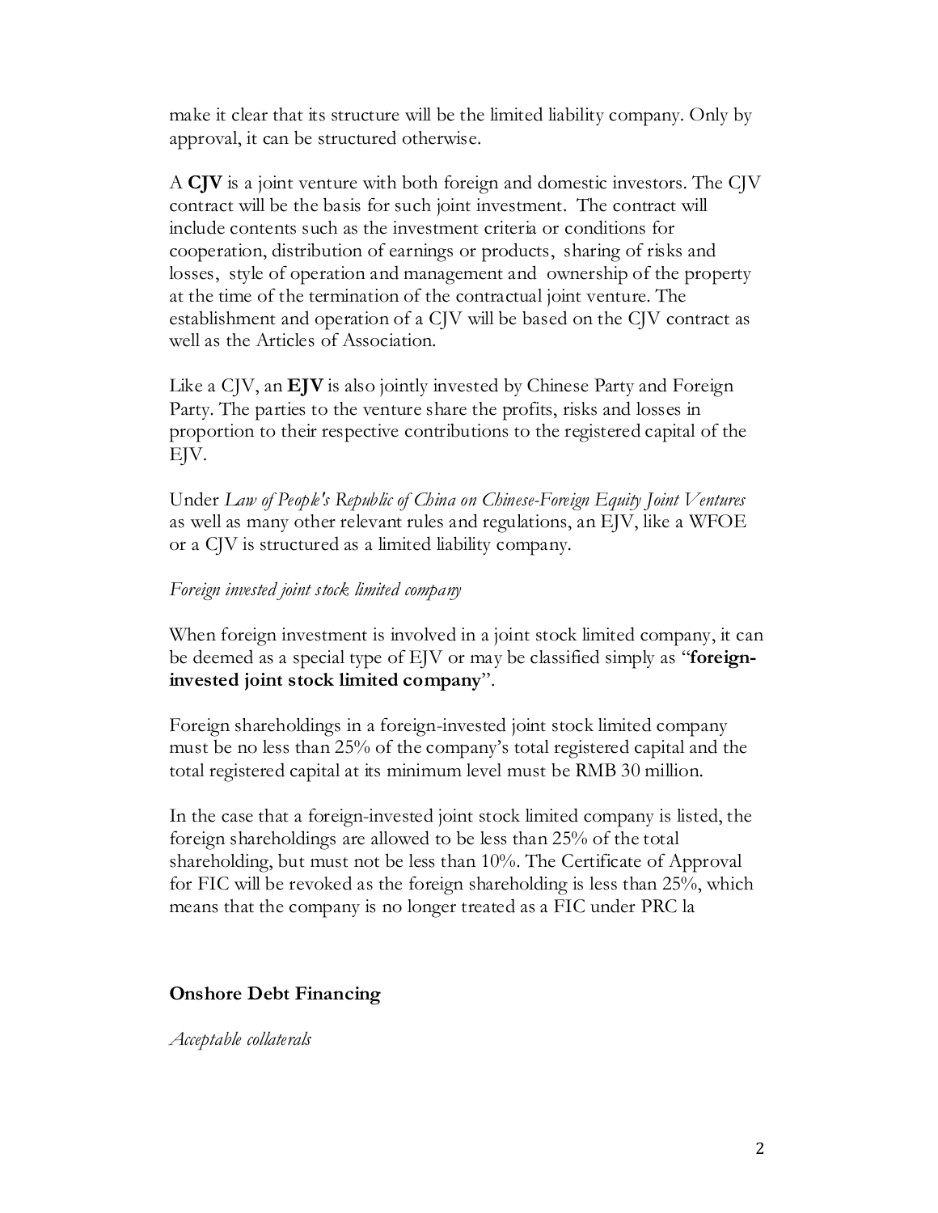make it clear that its structure will be the limited liability company. Only by approval, it can be structured otherwise.

A **CJV** is a joint venture with both foreign and domestic investors. The CJV contract will be the basis for such joint investment. The contract will include contents such as the investment criteria or conditions for cooperation, distribution of earnings or products, sharing of risks and losses, style of operation and management and ownership of the property at the time of the termination of the contractual joint venture. The establishment and operation of a CJV will be based on the CJV contract as well as the Articles of Association.

Like a CJV, an **EJV** is also jointly invested by Chinese Party and Foreign Party. The parties to the venture share the profits, risks and losses in proportion to their respective contributions to the registered capital of the EJV.

Under *Law of People's Republic of China on Chinese-Foreign Equity Joint Ventures* as well as many other relevant rules and regulations, an EJV, like a WFOE or a CJV is structured as a limited liability company.

*Foreign invested joint stock limited company*

When foreign investment is involved in a joint stock limited company, it can be deemed as a special type of EJV or may be classified simply as "**foreign-invested joint stock limited company**".

Foreign shareholdings in a foreign-invested joint stock limited company must be no less than 25% of the company's total registered capital and the total registered capital at its minimum level must be RMB 30 million.

In the case that a foreign-invested joint stock limited company is listed, the foreign shareholdings are allowed to be less than 25% of the total shareholding, but must not be less than 10%. The Certificate of Approval for FIC will be revoked as the foreign shareholding is less than 25%, which means that the company is no longer treated as a FIC under PRC la

## Onshore Debt Financing

*Acceptable collaterals*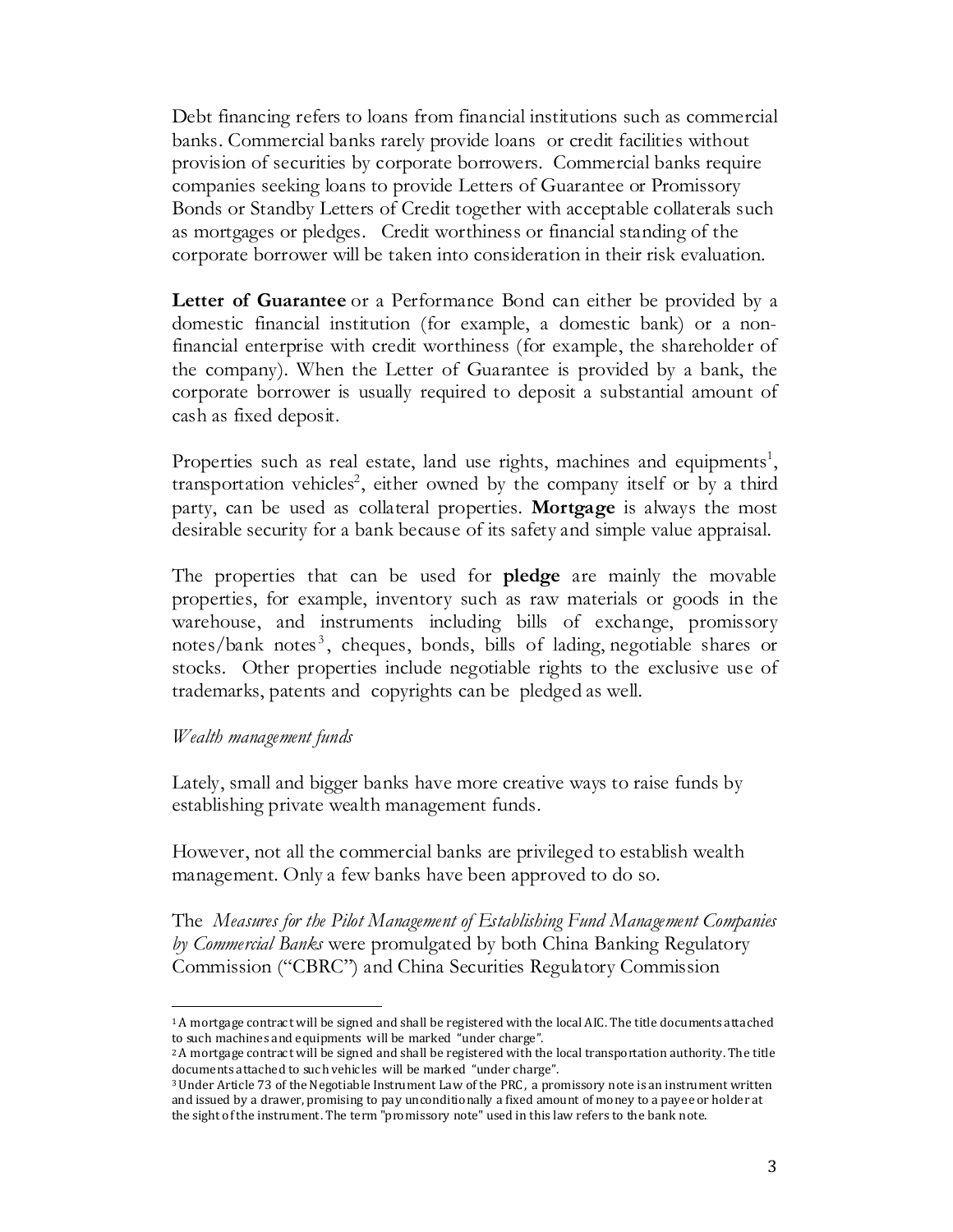Debt financing refers to loans from financial institutions such as commercial banks. Commercial banks rarely provide loans or credit facilities without provision of securities by corporate borrowers. Commercial banks require companies seeking loans to provide Letters of Guarantee or Promissory Bonds or Standby Letters of Credit together with acceptable collaterals such as mortgages or pledges. Credit worthiness or financial standing of the corporate borrower will be taken into consideration in their risk evaluation.

**Letter of Guarantee** or a Performance Bond can either be provided by a domestic financial institution (for example, a domestic bank) or a non-financial enterprise with credit worthiness (for example, the shareholder of the company). When the Letter of Guarantee is provided by a bank, the corporate borrower is usually required to deposit a substantial amount of cash as fixed deposit.

Properties such as real estate, land use rights, machines and equipments[1], transportation vehicles[2], either owned by the company itself or by a third party, can be used as collateral properties. **Mortgage** is always the most desirable security for a bank because of its safety and simple value appraisal.

The properties that can be used for **pledge** are mainly the movable properties, for example, inventory such as raw materials or goods in the warehouse, and instruments including bills of exchange, promissory notes/bank notes[3], cheques, bonds, bills of lading, negotiable shares or stocks. Other properties include negotiable rights to the exclusive use of trademarks, patents and copyrights can be pledged as well.

*Wealth management funds*

Lately, small and bigger banks have more creative ways to raise funds by establishing private wealth management funds.

However, not all the commercial banks are privileged to establish wealth management. Only a few banks have been approved to do so.

The *Measures for the Pilot Management of Establishing Fund Management Companies by Commercial Banks* were promulgated by both China Banking Regulatory Commission ("CBRC") and China Securities Regulatory Commission

---

[1] A mortgage contract will be signed and shall be registered with the local AIC. The title documents attached to such machines and equipments will be marked "under charge".

[2] A mortgage contract will be signed and shall be registered with the local transportation authority. The title documents attached to such vehicles will be marked "under charge".

[3] Under Article 73 of the Negotiable Instrument Law of the PRC, a promissory note is an instrument written and issued by a drawer, promising to pay unconditionally a fixed amount of money to a payee or holder at the sight of the instrument. The term "promissory note" used in this law refers to the bank note.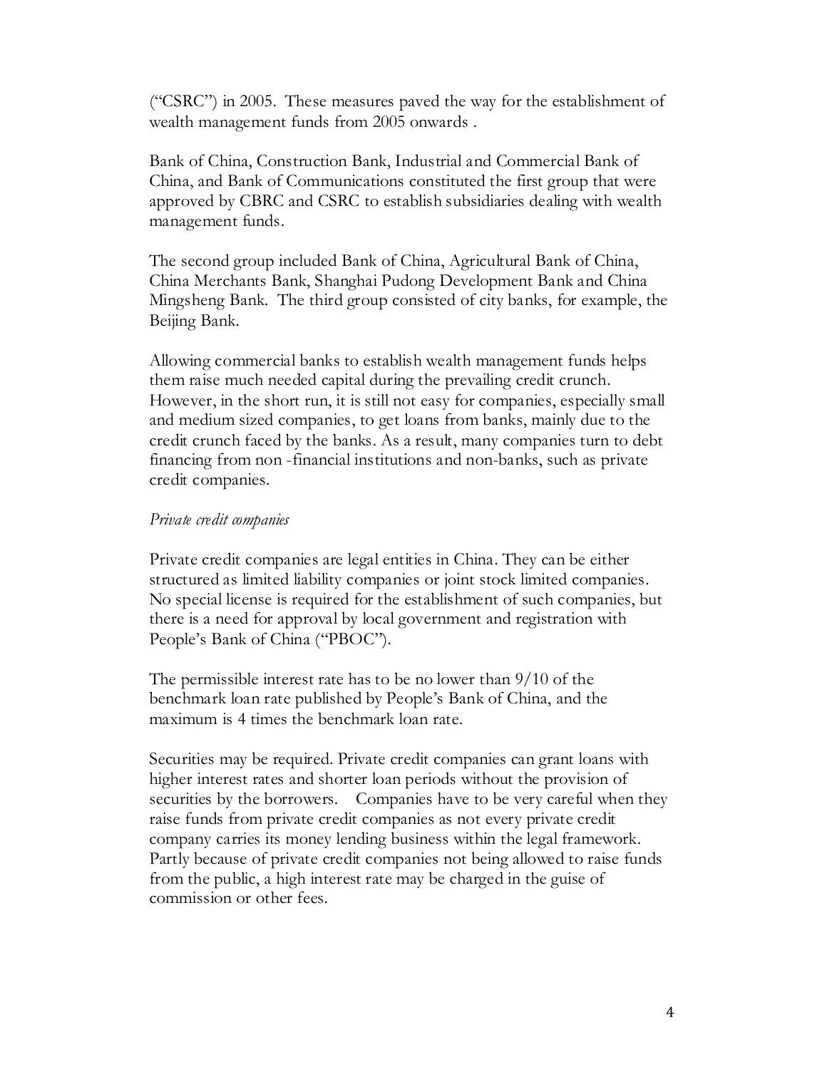("CSRC") in 2005. These measures paved the way for the establishment of wealth management funds from 2005 onwards .

Bank of China, Construction Bank, Industrial and Commercial Bank of China, and Bank of Communications constituted the first group that were approved by CBRC and CSRC to establish subsidiaries dealing with wealth management funds.

The second group included Bank of China, Agricultural Bank of China, China Merchants Bank, Shanghai Pudong Development Bank and China Mingsheng Bank. The third group consisted of city banks, for example, the Beijing Bank.

Allowing commercial banks to establish wealth management funds helps them raise much needed capital during the prevailing credit crunch. However, in the short run, it is still not easy for companies, especially small and medium sized companies, to get loans from banks, mainly due to the credit crunch faced by the banks. As a result, many companies turn to debt financing from non -financial institutions and non-banks, such as private credit companies.

*Private credit companies*

Private credit companies are legal entities in China. They can be either structured as limited liability companies or joint stock limited companies. No special license is required for the establishment of such companies, but there is a need for approval by local government and registration with People's Bank of China ("PBOC").

The permissible interest rate has to be no lower than 9/10 of the benchmark loan rate published by People's Bank of China, and the maximum is 4 times the benchmark loan rate.

Securities may be required. Private credit companies can grant loans with higher interest rates and shorter loan periods without the provision of securities by the borrowers. Companies have to be very careful when they raise funds from private credit companies as not every private credit company carries its money lending business within the legal framework. Partly because of private credit companies not being allowed to raise funds from the public, a high interest rate may be charged in the guise of commission or other fees.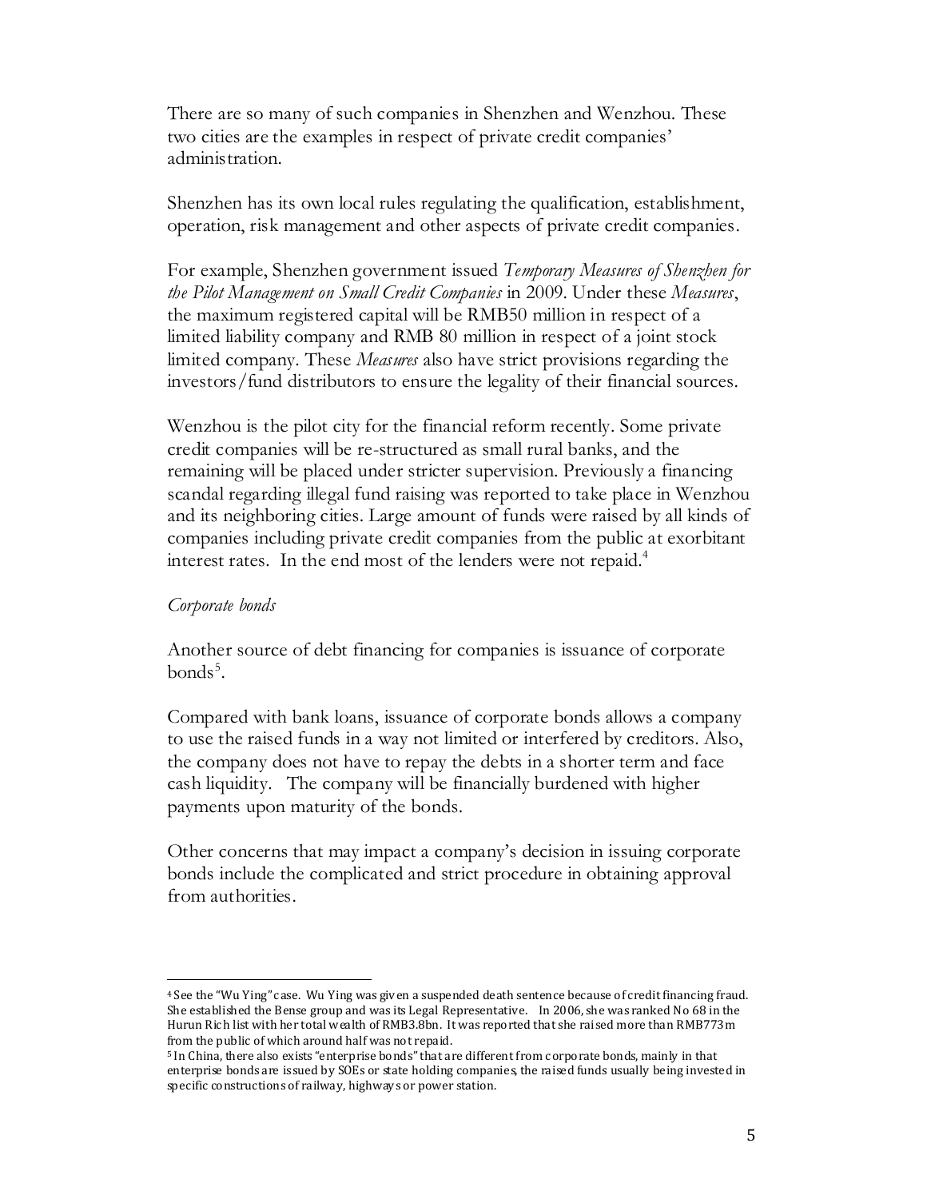There are so many of such companies in Shenzhen and Wenzhou. These two cities are the examples in respect of private credit companies' administration.

Shenzhen has its own local rules regulating the qualification, establishment, operation, risk management and other aspects of private credit companies.

For example, Shenzhen government issued *Temporary Measures of Shenzhen for the Pilot Management on Small Credit Companies* in 2009. Under these *Measures*, the maximum registered capital will be RMB50 million in respect of a limited liability company and RMB 80 million in respect of a joint stock limited company. These *Measures* also have strict provisions regarding the investors/fund distributors to ensure the legality of their financial sources.

Wenzhou is the pilot city for the financial reform recently. Some private credit companies will be re-structured as small rural banks, and the remaining will be placed under stricter supervision. Previously a financing scandal regarding illegal fund raising was reported to take place in Wenzhou and its neighboring cities. Large amount of funds were raised by all kinds of companies including private credit companies from the public at exorbitant interest rates. In the end most of the lenders were not repaid.[4]

*Corporate bonds*

Another source of debt financing for companies is issuance of corporate bonds[5].

Compared with bank loans, issuance of corporate bonds allows a company to use the raised funds in a way not limited or interfered by creditors. Also, the company does not have to repay the debts in a shorter term and face cash liquidity. The company will be financially burdened with higher payments upon maturity of the bonds.

Other concerns that may impact a company's decision in issuing corporate bonds include the complicated and strict procedure in obtaining approval from authorities.

---

[4] See the "Wu Ying" case. Wu Ying was given a suspended death sentence because of credit financing fraud. She established the Bense group and was its Legal Representative. In 2006, she was ranked No 68 in the Hurun Rich list with her total wealth of RMB3.8bn. It was reported that she raised more than RMB773m from the public of which around half was not repaid.

[5] In China, there also exists "enterprise bonds" that are different from corporate bonds, mainly in that enterprise bonds are issued by SOEs or state holding companies, the raised funds usually being invested in specific constructions of railway, highways or power station.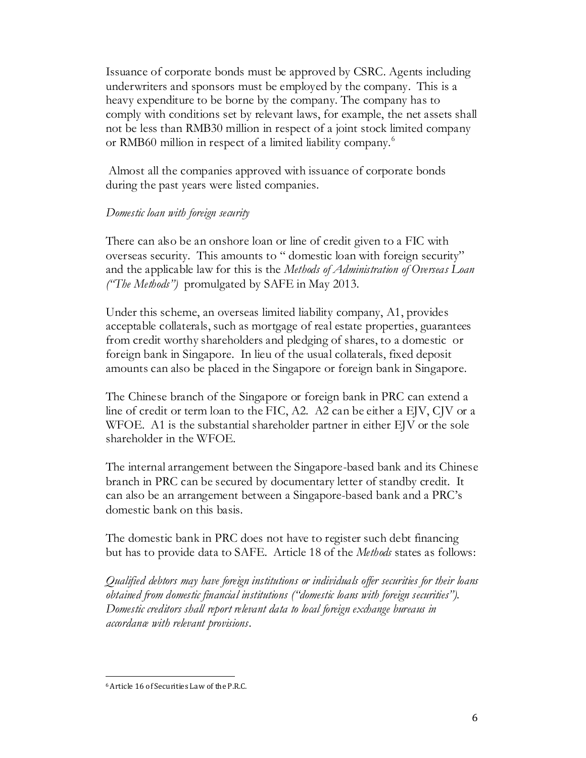Issuance of corporate bonds must be approved by CSRC. Agents including underwriters and sponsors must be employed by the company. This is a heavy expenditure to be borne by the company. The company has to comply with conditions set by relevant laws, for example, the net assets shall not be less than RMB30 million in respect of a joint stock limited company or RMB60 million in respect of a limited liability company.[6]

Almost all the companies approved with issuance of corporate bonds during the past years were listed companies.

*Domestic loan with foreign security*

There can also be an onshore loan or line of credit given to a FIC with overseas security. This amounts to " domestic loan with foreign security" and the applicable law for this is the *Methods of Administration of Overseas Loan ("The Methods")* promulgated by SAFE in May 2013.

Under this scheme, an overseas limited liability company, A1, provides acceptable collaterals, such as mortgage of real estate properties, guarantees from credit worthy shareholders and pledging of shares, to a domestic or foreign bank in Singapore. In lieu of the usual collaterals, fixed deposit amounts can also be placed in the Singapore or foreign bank in Singapore.

The Chinese branch of the Singapore or foreign bank in PRC can extend a line of credit or term loan to the FIC, A2. A2 can be either a EJV, CJV or a WFOE. A1 is the substantial shareholder partner in either EJV or the sole shareholder in the WFOE.

The internal arrangement between the Singapore-based bank and its Chinese branch in PRC can be secured by documentary letter of standby credit. It can also be an arrangement between a Singapore-based bank and a PRC's domestic bank on this basis.

The domestic bank in PRC does not have to register such debt financing but has to provide data to SAFE. Article 18 of the *Methods* states as follows:

*Qualified debtors may have foreign institutions or individuals offer securities for their loans obtained from domestic financial institutions ("domestic loans with foreign securities"). Domestic creditors shall report relevant data to local foreign exchange bureaus in accordance with relevant provisions*.

---

[6] Article 16 of Securities Law of the P.R.C.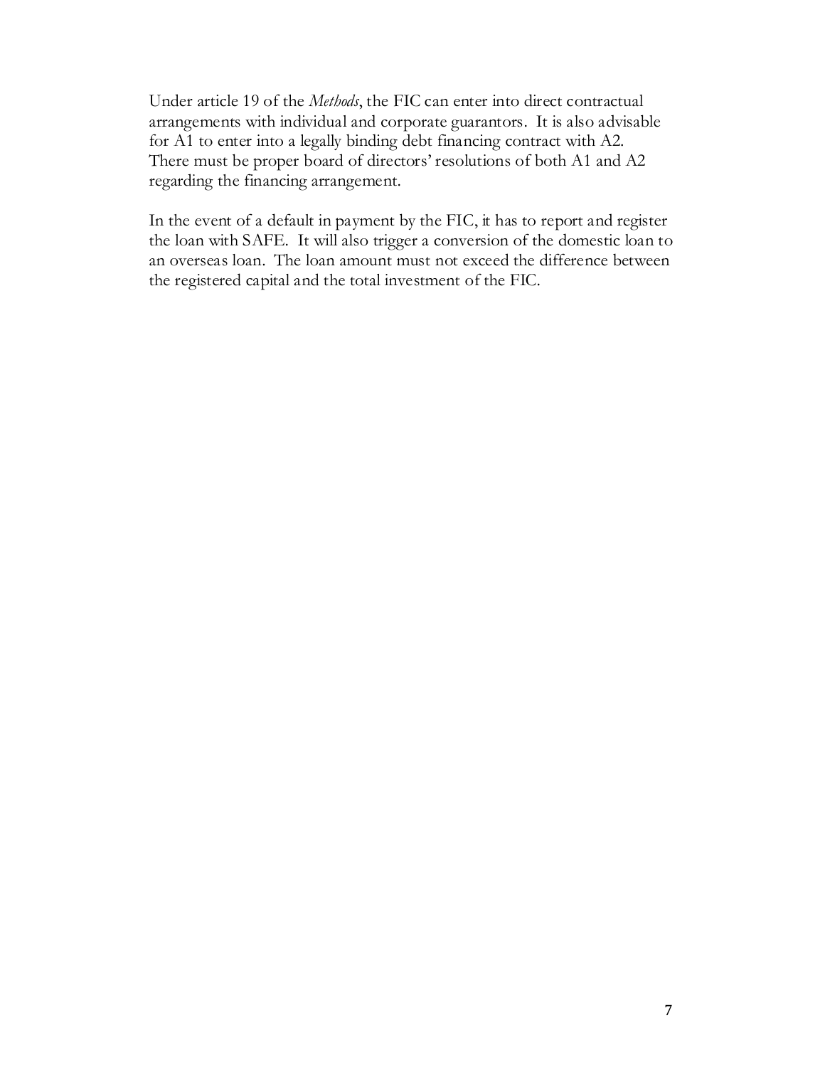Under article 19 of the *Methods*, the FIC can enter into direct contractual arrangements with individual and corporate guarantors. It is also advisable for A1 to enter into a legally binding debt financing contract with A2. There must be proper board of directors' resolutions of both A1 and A2 regarding the financing arrangement.

In the event of a default in payment by the FIC, it has to report and register the loan with SAFE. It will also trigger a conversion of the domestic loan to an overseas loan. The loan amount must not exceed the difference between the registered capital and the total investment of the FIC.